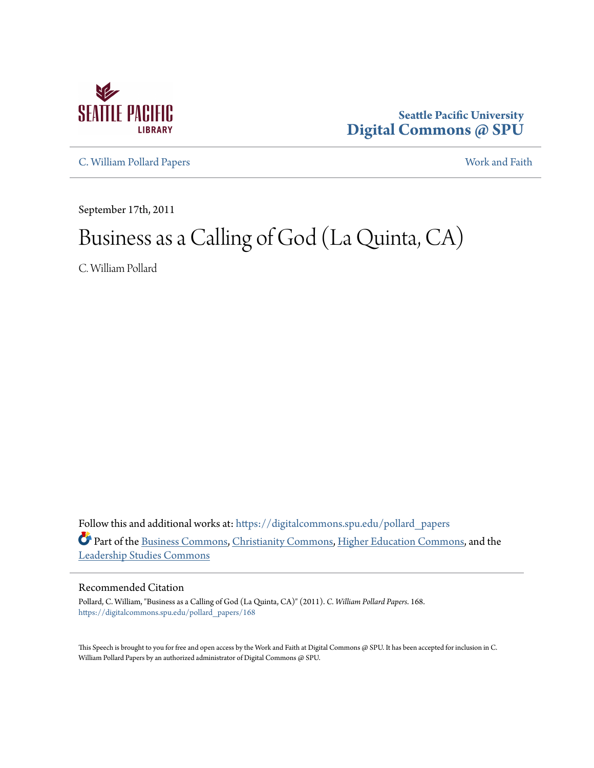Seattle Pacific University
Digital Commons @ SPU

C. William Pollard Papers | Work and Faith

September 17th, 2011

# Business as a Calling of God (La Quinta, CA)

C. William Pollard

Follow this and additional works at: https://digitalcommons.spu.edu/pollard_papers

Part of the Business Commons, Christianity Commons, Higher Education Commons, and the Leadership Studies Commons

## Recommended Citation

Pollard, C. William, "Business as a Calling of God (La Quinta, CA)" (2011). *C. William Pollard Papers*. 168.
https://digitalcommons.spu.edu/pollard_papers/168

This Speech is brought to you for free and open access by the Work and Faith at Digital Commons @ SPU. It has been accepted for inclusion in C. William Pollard Papers by an authorized administrator of Digital Commons @ SPU.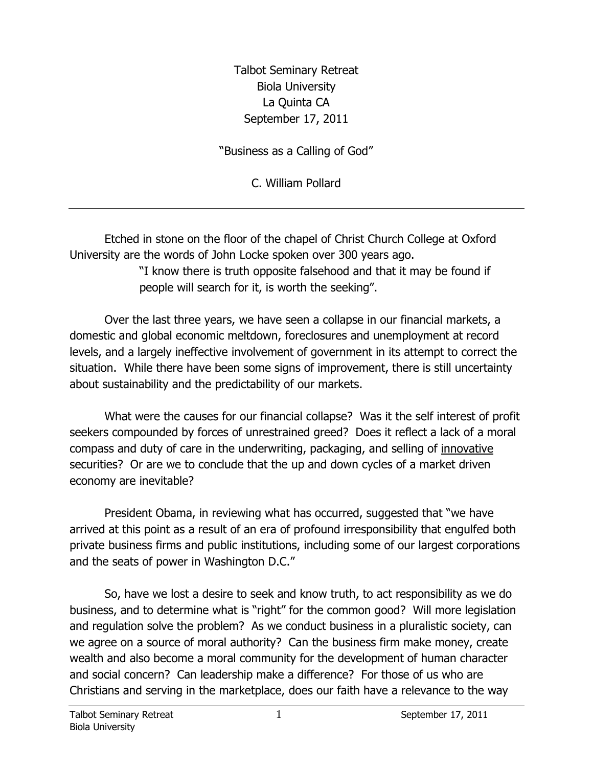Talbot Seminary Retreat
Biola University
La Quinta CA
September 17, 2011

"Business as a Calling of God"

C. William Pollard

---

Etched in stone on the floor of the chapel of Christ Church College at Oxford University are the words of John Locke spoken over 300 years ago.

> "I know there is truth opposite falsehood and that it may be found if people will search for it, is worth the seeking".

Over the last three years, we have seen a collapse in our financial markets, a domestic and global economic meltdown, foreclosures and unemployment at record levels, and a largely ineffective involvement of government in its attempt to correct the situation. While there have been some signs of improvement, there is still uncertainty about sustainability and the predictability of our markets.

What were the causes for our financial collapse? Was it the self interest of profit seekers compounded by forces of unrestrained greed? Does it reflect a lack of a moral compass and duty of care in the underwriting, packaging, and selling of <u>innovative</u> securities? Or are we to conclude that the up and down cycles of a market driven economy are inevitable?

President Obama, in reviewing what has occurred, suggested that "we have arrived at this point as a result of an era of profound irresponsibility that engulfed both private business firms and public institutions, including some of our largest corporations and the seats of power in Washington D.C."

So, have we lost a desire to seek and know truth, to act responsibility as we do business, and to determine what is "right" for the common good? Will more legislation and regulation solve the problem? As we conduct business in a pluralistic society, can we agree on a source of moral authority? Can the business firm make money, create wealth and also become a moral community for the development of human character and social concern? Can leadership make a difference? For those of us who are Christians and serving in the marketplace, does our faith have a relevance to the way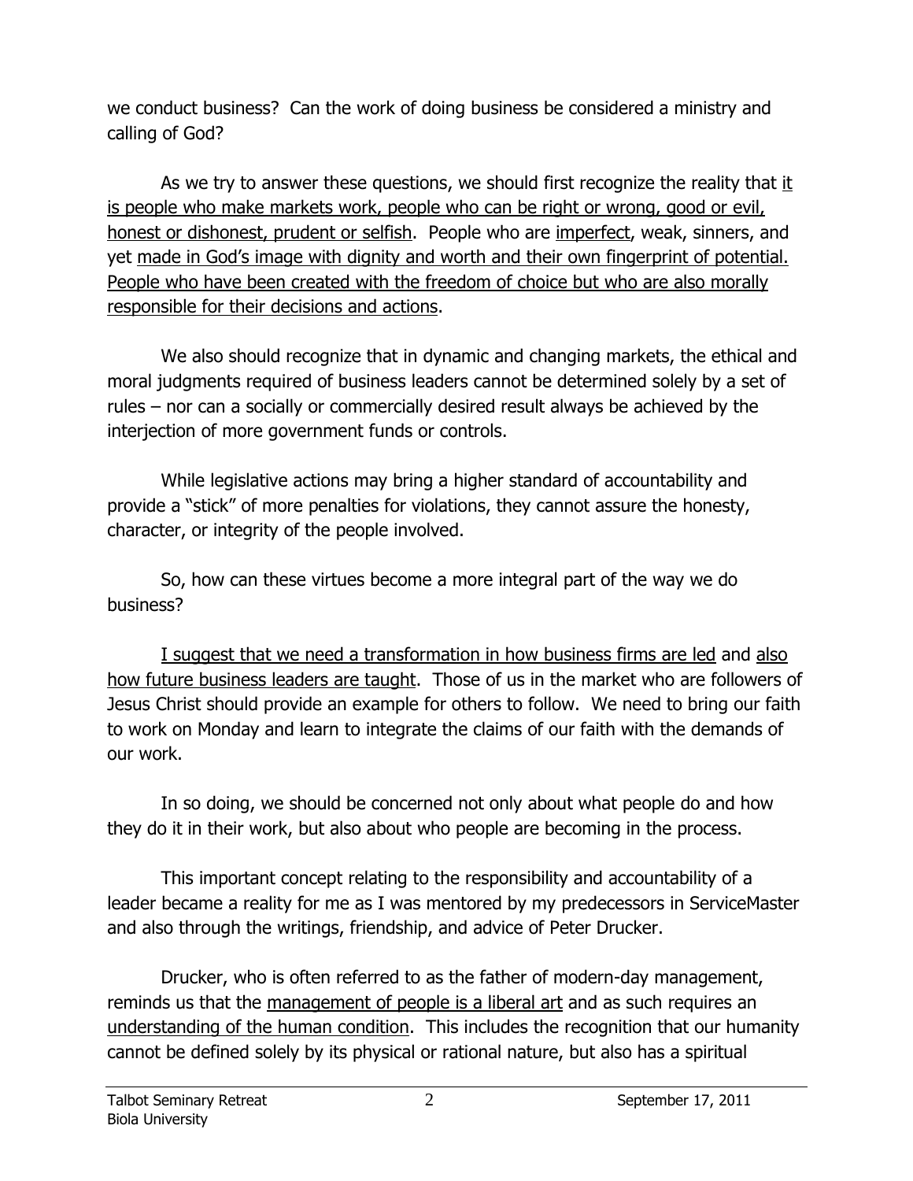we conduct business? Can the work of doing business be considered a ministry and calling of God?

As we try to answer these questions, we should first recognize the reality that it is people who make markets work, people who can be right or wrong, good or evil, honest or dishonest, prudent or selfish. People who are imperfect, weak, sinners, and yet made in God's image with dignity and worth and their own fingerprint of potential. People who have been created with the freedom of choice but who are also morally responsible for their decisions and actions.

We also should recognize that in dynamic and changing markets, the ethical and moral judgments required of business leaders cannot be determined solely by a set of rules – nor can a socially or commercially desired result always be achieved by the interjection of more government funds or controls.

While legislative actions may bring a higher standard of accountability and provide a "stick" of more penalties for violations, they cannot assure the honesty, character, or integrity of the people involved.

So, how can these virtues become a more integral part of the way we do business?

I suggest that we need a transformation in how business firms are led and also how future business leaders are taught. Those of us in the market who are followers of Jesus Christ should provide an example for others to follow. We need to bring our faith to work on Monday and learn to integrate the claims of our faith with the demands of our work.

In so doing, we should be concerned not only about what people do and how they do it in their work, but also about who people are becoming in the process.

This important concept relating to the responsibility and accountability of a leader became a reality for me as I was mentored by my predecessors in ServiceMaster and also through the writings, friendship, and advice of Peter Drucker.

Drucker, who is often referred to as the father of modern-day management, reminds us that the management of people is a liberal art and as such requires an understanding of the human condition. This includes the recognition that our humanity cannot be defined solely by its physical or rational nature, but also has a spiritual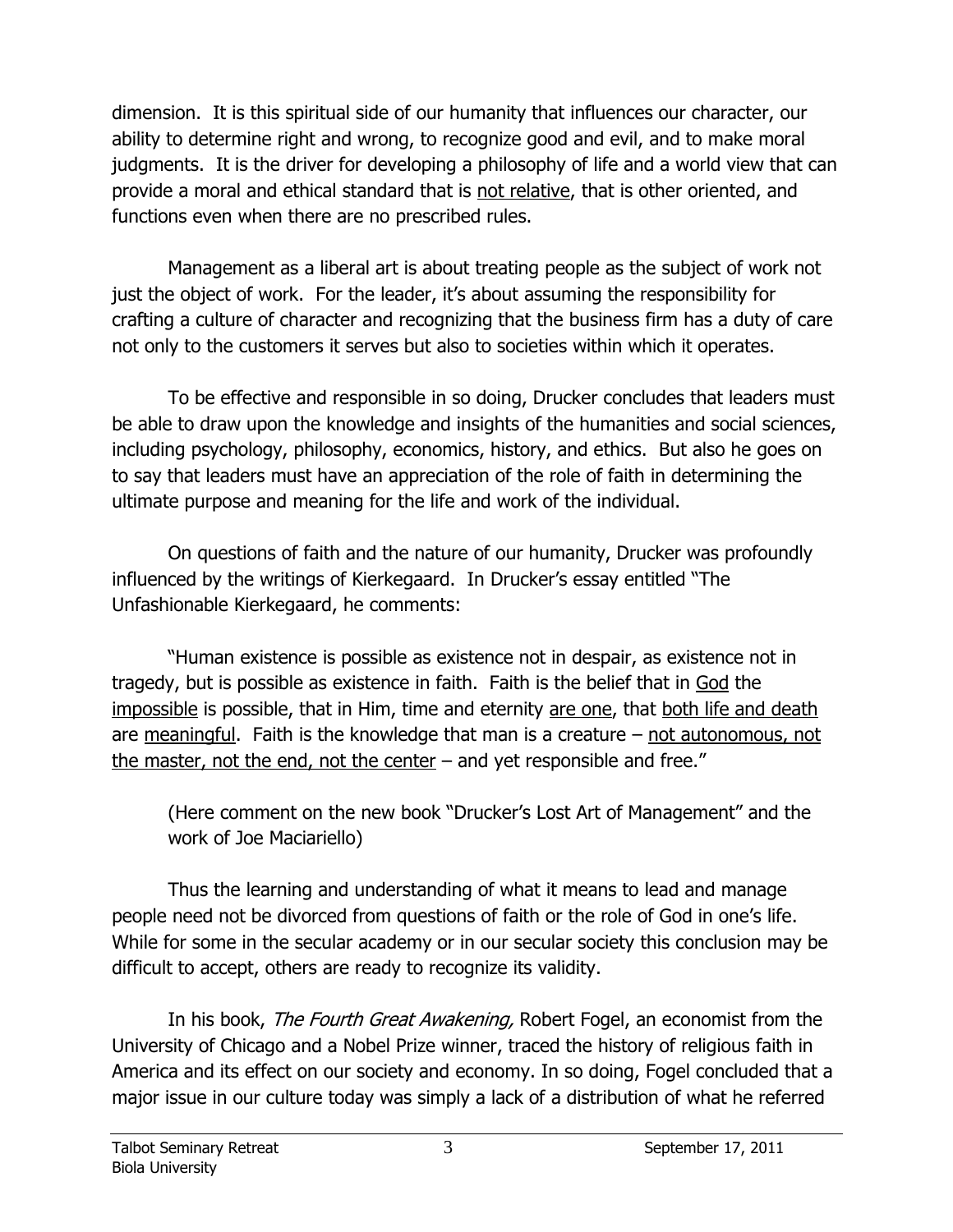dimension. It is this spiritual side of our humanity that influences our character, our ability to determine right and wrong, to recognize good and evil, and to make moral judgments. It is the driver for developing a philosophy of life and a world view that can provide a moral and ethical standard that is <u>not relative</u>, that is other oriented, and functions even when there are no prescribed rules.

Management as a liberal art is about treating people as the subject of work not just the object of work. For the leader, it's about assuming the responsibility for crafting a culture of character and recognizing that the business firm has a duty of care not only to the customers it serves but also to societies within which it operates.

To be effective and responsible in so doing, Drucker concludes that leaders must be able to draw upon the knowledge and insights of the humanities and social sciences, including psychology, philosophy, economics, history, and ethics. But also he goes on to say that leaders must have an appreciation of the role of faith in determining the ultimate purpose and meaning for the life and work of the individual.

On questions of faith and the nature of our humanity, Drucker was profoundly influenced by the writings of Kierkegaard. In Drucker's essay entitled "The Unfashionable Kierkegaard, he comments:

"Human existence is possible as existence not in despair, as existence not in tragedy, but is possible as existence in faith. Faith is the belief that in <u>God</u> the <u>impossible</u> is possible, that in Him, time and eternity <u>are one</u>, that <u>both life and death</u> are <u>meaningful</u>. Faith is the knowledge that man is a creature – <u>not autonomous, not the master, not the end, not the center</u> – and yet responsible and free."

> (Here comment on the new book "Drucker's Lost Art of Management" and the work of Joe Maciariello)

Thus the learning and understanding of what it means to lead and manage people need not be divorced from questions of faith or the role of God in one's life. While for some in the secular academy or in our secular society this conclusion may be difficult to accept, others are ready to recognize its validity.

In his book, *The Fourth Great Awakening,* Robert Fogel, an economist from the University of Chicago and a Nobel Prize winner, traced the history of religious faith in America and its effect on our society and economy. In so doing, Fogel concluded that a major issue in our culture today was simply a lack of a distribution of what he referred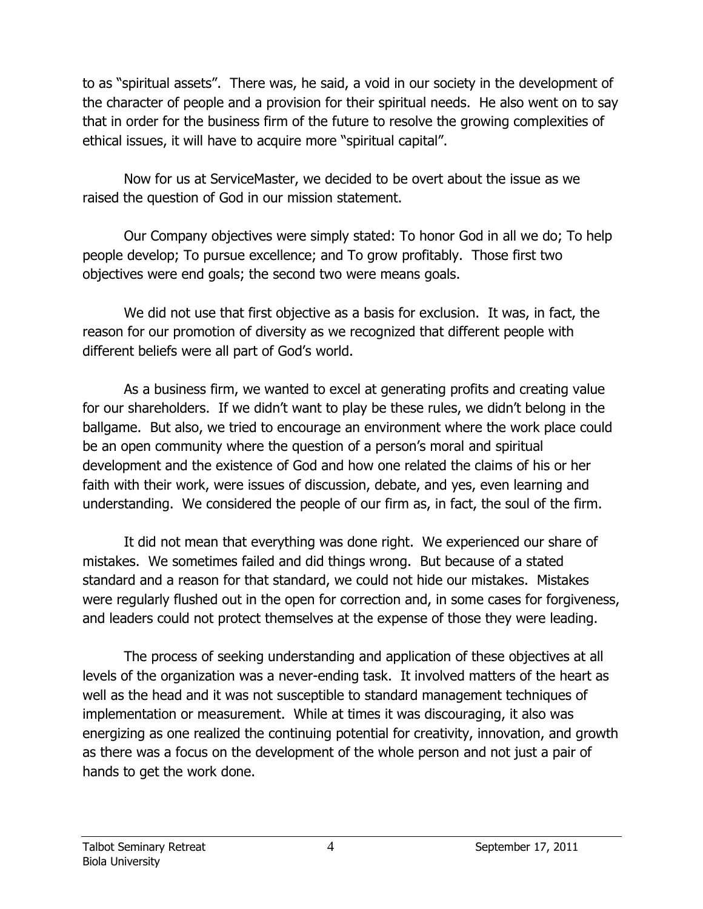to as "spiritual assets". There was, he said, a void in our society in the development of the character of people and a provision for their spiritual needs. He also went on to say that in order for the business firm of the future to resolve the growing complexities of ethical issues, it will have to acquire more "spiritual capital".

Now for us at ServiceMaster, we decided to be overt about the issue as we raised the question of God in our mission statement.

Our Company objectives were simply stated: To honor God in all we do; To help people develop; To pursue excellence; and To grow profitably. Those first two objectives were end goals; the second two were means goals.

We did not use that first objective as a basis for exclusion. It was, in fact, the reason for our promotion of diversity as we recognized that different people with different beliefs were all part of God's world.

As a business firm, we wanted to excel at generating profits and creating value for our shareholders. If we didn't want to play be these rules, we didn't belong in the ballgame. But also, we tried to encourage an environment where the work place could be an open community where the question of a person's moral and spiritual development and the existence of God and how one related the claims of his or her faith with their work, were issues of discussion, debate, and yes, even learning and understanding. We considered the people of our firm as, in fact, the soul of the firm.

It did not mean that everything was done right. We experienced our share of mistakes. We sometimes failed and did things wrong. But because of a stated standard and a reason for that standard, we could not hide our mistakes. Mistakes were regularly flushed out in the open for correction and, in some cases for forgiveness, and leaders could not protect themselves at the expense of those they were leading.

The process of seeking understanding and application of these objectives at all levels of the organization was a never-ending task. It involved matters of the heart as well as the head and it was not susceptible to standard management techniques of implementation or measurement. While at times it was discouraging, it also was energizing as one realized the continuing potential for creativity, innovation, and growth as there was a focus on the development of the whole person and not just a pair of hands to get the work done.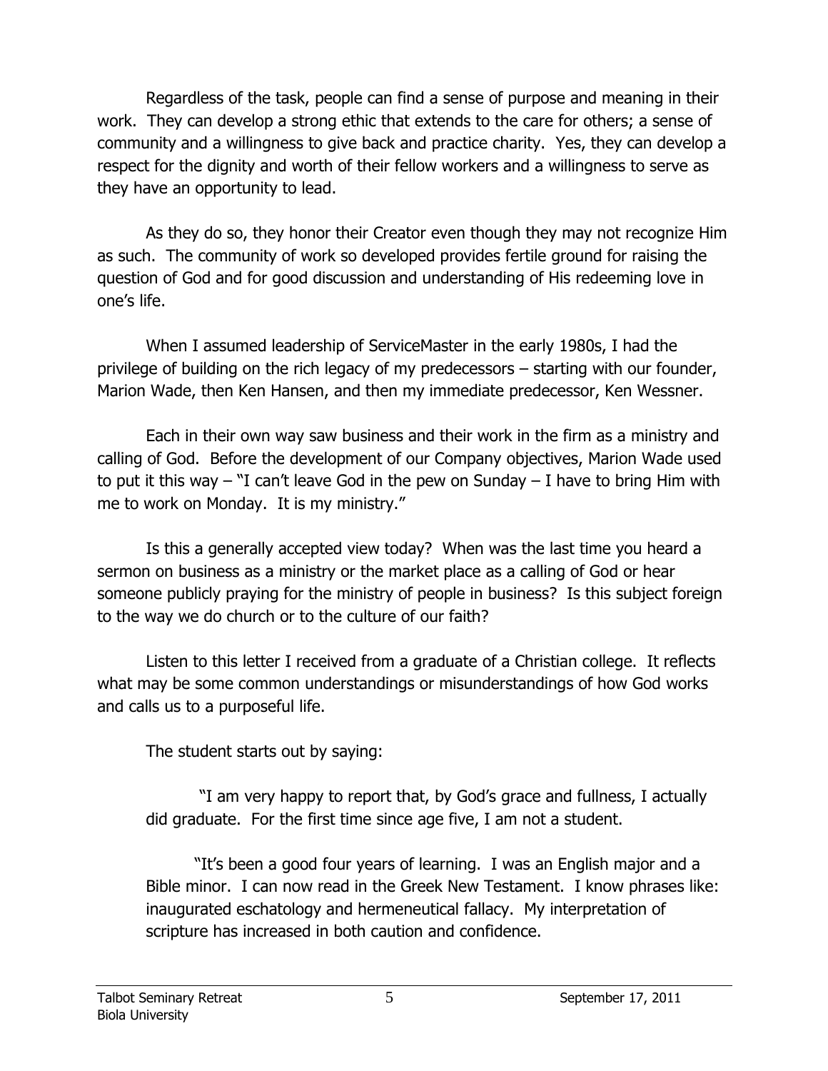Regardless of the task, people can find a sense of purpose and meaning in their work. They can develop a strong ethic that extends to the care for others; a sense of community and a willingness to give back and practice charity. Yes, they can develop a respect for the dignity and worth of their fellow workers and a willingness to serve as they have an opportunity to lead.

As they do so, they honor their Creator even though they may not recognize Him as such. The community of work so developed provides fertile ground for raising the question of God and for good discussion and understanding of His redeeming love in one's life.

When I assumed leadership of ServiceMaster in the early 1980s, I had the privilege of building on the rich legacy of my predecessors – starting with our founder, Marion Wade, then Ken Hansen, and then my immediate predecessor, Ken Wessner.

Each in their own way saw business and their work in the firm as a ministry and calling of God. Before the development of our Company objectives, Marion Wade used to put it this way – "I can't leave God in the pew on Sunday – I have to bring Him with me to work on Monday. It is my ministry."

Is this a generally accepted view today? When was the last time you heard a sermon on business as a ministry or the market place as a calling of God or hear someone publicly praying for the ministry of people in business? Is this subject foreign to the way we do church or to the culture of our faith?

Listen to this letter I received from a graduate of a Christian college. It reflects what may be some common understandings or misunderstandings of how God works and calls us to a purposeful life.

The student starts out by saying:

> "I am very happy to report that, by God's grace and fullness, I actually did graduate. For the first time since age five, I am not a student.
>
> "It's been a good four years of learning. I was an English major and a Bible minor. I can now read in the Greek New Testament. I know phrases like: inaugurated eschatology and hermeneutical fallacy. My interpretation of scripture has increased in both caution and confidence.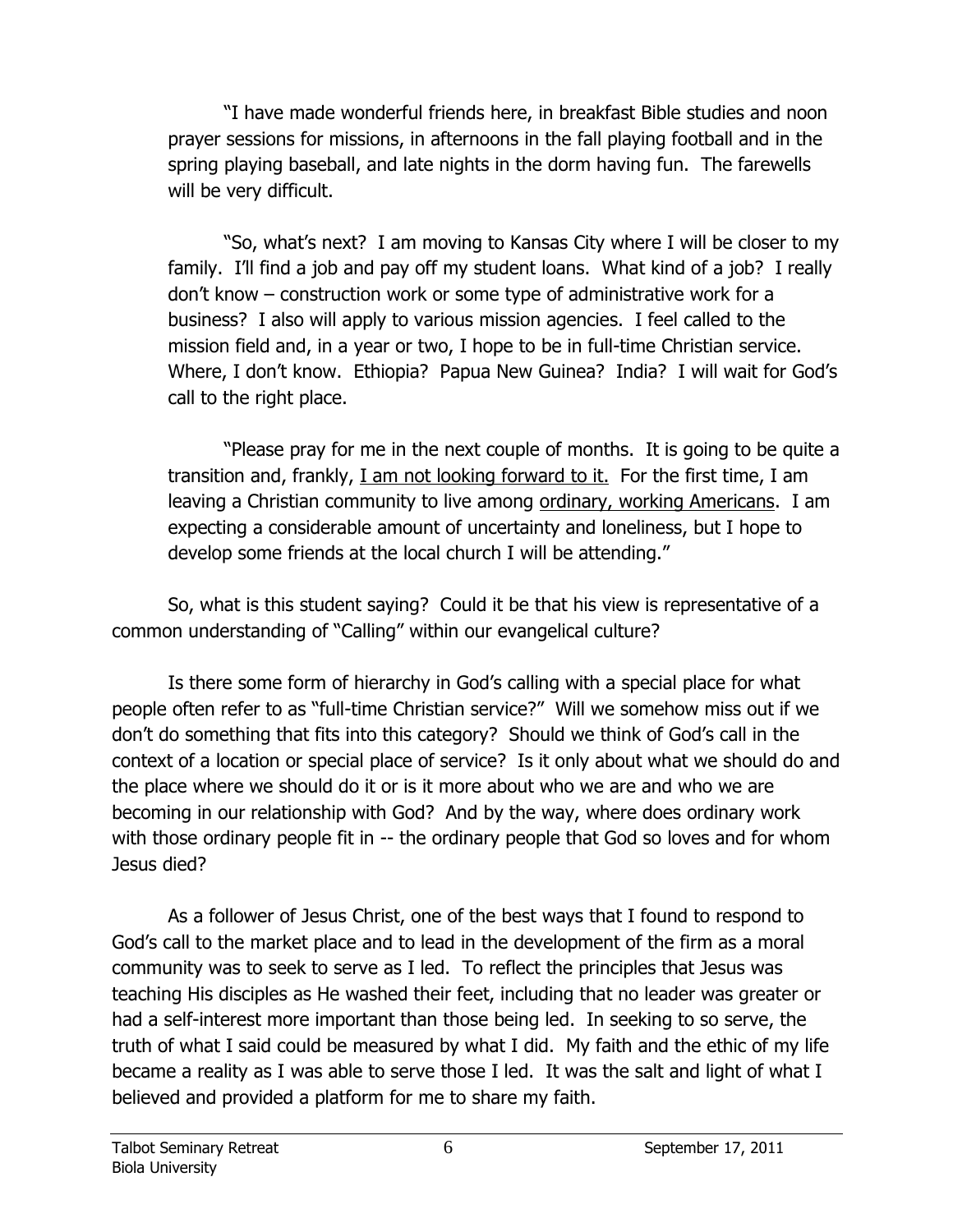"I have made wonderful friends here, in breakfast Bible studies and noon prayer sessions for missions, in afternoons in the fall playing football and in the spring playing baseball, and late nights in the dorm having fun. The farewells will be very difficult.

"So, what's next? I am moving to Kansas City where I will be closer to my family. I'll find a job and pay off my student loans. What kind of a job? I really don't know – construction work or some type of administrative work for a business? I also will apply to various mission agencies. I feel called to the mission field and, in a year or two, I hope to be in full-time Christian service. Where, I don't know. Ethiopia? Papua New Guinea? India? I will wait for God's call to the right place.

"Please pray for me in the next couple of months. It is going to be quite a transition and, frankly, <u>I am not looking forward to it.</u> For the first time, I am leaving a Christian community to live among <u>ordinary, working Americans</u>. I am expecting a considerable amount of uncertainty and loneliness, but I hope to develop some friends at the local church I will be attending."

So, what is this student saying? Could it be that his view is representative of a common understanding of "Calling" within our evangelical culture?

Is there some form of hierarchy in God's calling with a special place for what people often refer to as "full-time Christian service?" Will we somehow miss out if we don't do something that fits into this category? Should we think of God's call in the context of a location or special place of service? Is it only about what we should do and the place where we should do it or is it more about who we are and who we are becoming in our relationship with God? And by the way, where does ordinary work with those ordinary people fit in -- the ordinary people that God so loves and for whom Jesus died?

As a follower of Jesus Christ, one of the best ways that I found to respond to God's call to the market place and to lead in the development of the firm as a moral community was to seek to serve as I led. To reflect the principles that Jesus was teaching His disciples as He washed their feet, including that no leader was greater or had a self-interest more important than those being led. In seeking to so serve, the truth of what I said could be measured by what I did. My faith and the ethic of my life became a reality as I was able to serve those I led. It was the salt and light of what I believed and provided a platform for me to share my faith.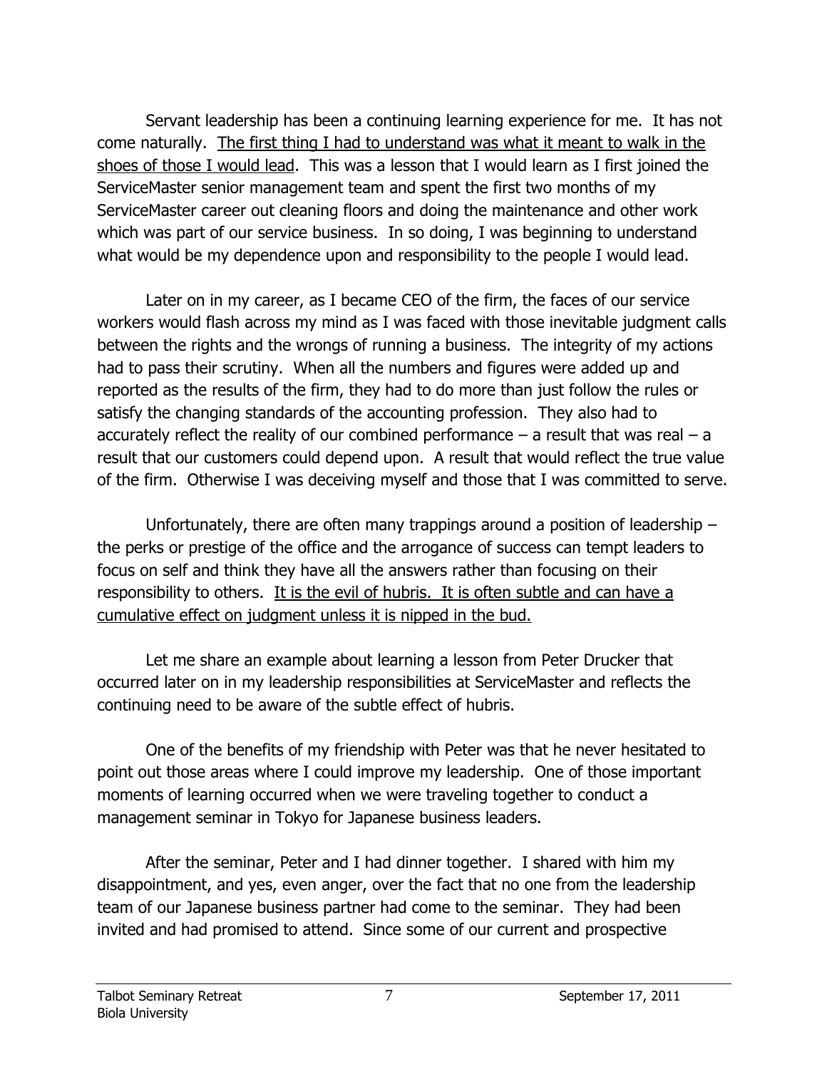Servant leadership has been a continuing learning experience for me. It has not come naturally. <u>The first thing I had to understand was what it meant to walk in the shoes of those I would lead</u>. This was a lesson that I would learn as I first joined the ServiceMaster senior management team and spent the first two months of my ServiceMaster career out cleaning floors and doing the maintenance and other work which was part of our service business. In so doing, I was beginning to understand what would be my dependence upon and responsibility to the people I would lead.

Later on in my career, as I became CEO of the firm, the faces of our service workers would flash across my mind as I was faced with those inevitable judgment calls between the rights and the wrongs of running a business. The integrity of my actions had to pass their scrutiny. When all the numbers and figures were added up and reported as the results of the firm, they had to do more than just follow the rules or satisfy the changing standards of the accounting profession. They also had to accurately reflect the reality of our combined performance – a result that was real – a result that our customers could depend upon. A result that would reflect the true value of the firm. Otherwise I was deceiving myself and those that I was committed to serve.

Unfortunately, there are often many trappings around a position of leadership – the perks or prestige of the office and the arrogance of success can tempt leaders to focus on self and think they have all the answers rather than focusing on their responsibility to others. <u>It is the evil of hubris. It is often subtle and can have a cumulative effect on judgment unless it is nipped in the bud.</u>

Let me share an example about learning a lesson from Peter Drucker that occurred later on in my leadership responsibilities at ServiceMaster and reflects the continuing need to be aware of the subtle effect of hubris.

One of the benefits of my friendship with Peter was that he never hesitated to point out those areas where I could improve my leadership. One of those important moments of learning occurred when we were traveling together to conduct a management seminar in Tokyo for Japanese business leaders.

After the seminar, Peter and I had dinner together. I shared with him my disappointment, and yes, even anger, over the fact that no one from the leadership team of our Japanese business partner had come to the seminar. They had been invited and had promised to attend. Since some of our current and prospective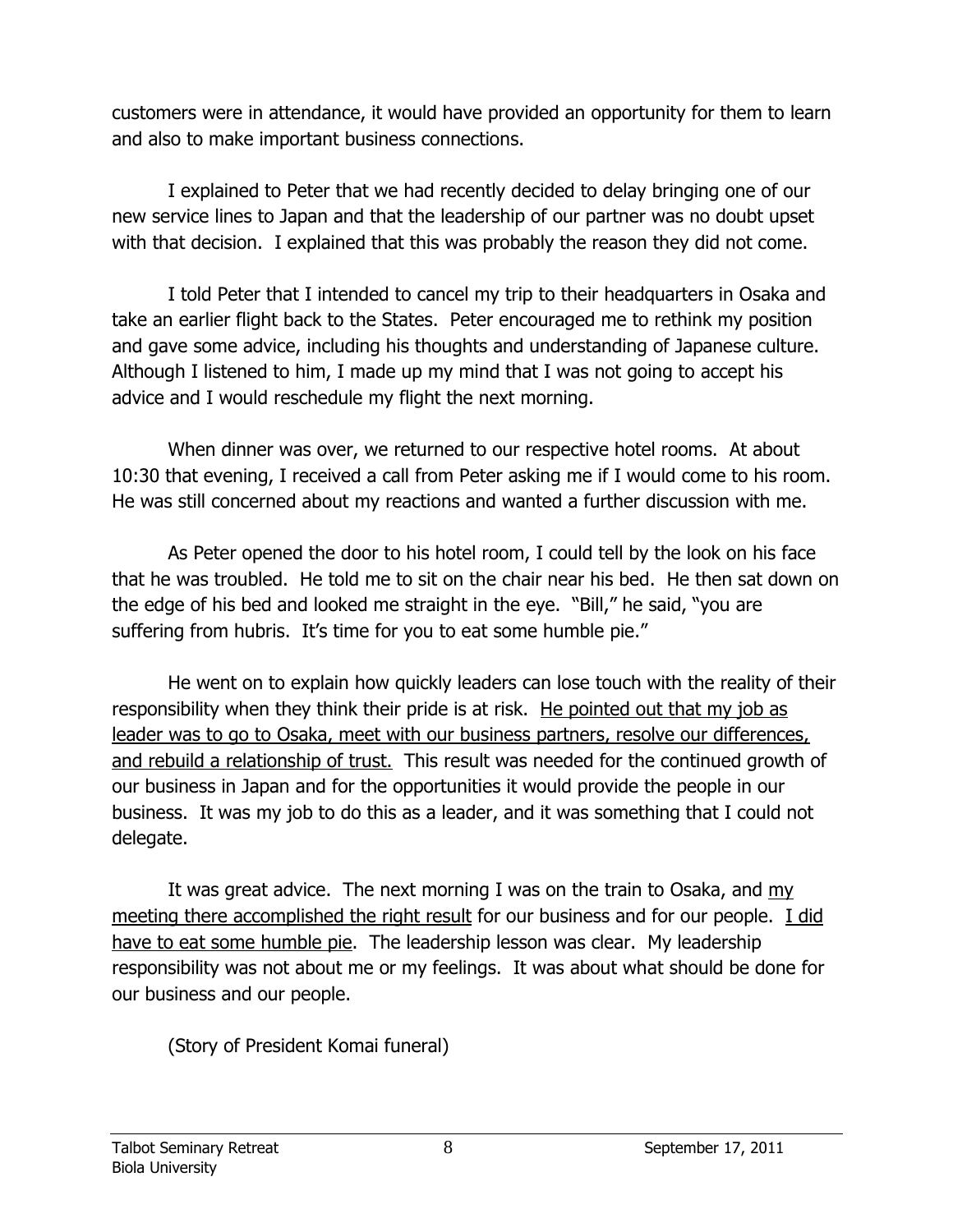customers were in attendance, it would have provided an opportunity for them to learn and also to make important business connections.

I explained to Peter that we had recently decided to delay bringing one of our new service lines to Japan and that the leadership of our partner was no doubt upset with that decision. I explained that this was probably the reason they did not come.

I told Peter that I intended to cancel my trip to their headquarters in Osaka and take an earlier flight back to the States. Peter encouraged me to rethink my position and gave some advice, including his thoughts and understanding of Japanese culture. Although I listened to him, I made up my mind that I was not going to accept his advice and I would reschedule my flight the next morning.

When dinner was over, we returned to our respective hotel rooms. At about 10:30 that evening, I received a call from Peter asking me if I would come to his room. He was still concerned about my reactions and wanted a further discussion with me.

As Peter opened the door to his hotel room, I could tell by the look on his face that he was troubled. He told me to sit on the chair near his bed. He then sat down on the edge of his bed and looked me straight in the eye. "Bill," he said, "you are suffering from hubris. It's time for you to eat some humble pie."

He went on to explain how quickly leaders can lose touch with the reality of their responsibility when they think their pride is at risk. <u>He pointed out that my job as leader was to go to Osaka, meet with our business partners, resolve our differences, and rebuild a relationship of trust.</u> This result was needed for the continued growth of our business in Japan and for the opportunities it would provide the people in our business. It was my job to do this as a leader, and it was something that I could not delegate.

It was great advice. The next morning I was on the train to Osaka, and <u>my meeting there accomplished the right result</u> for our business and for our people. <u>I did have to eat some humble pie</u>. The leadership lesson was clear. My leadership responsibility was not about me or my feelings. It was about what should be done for our business and our people.

(Story of President Komai funeral)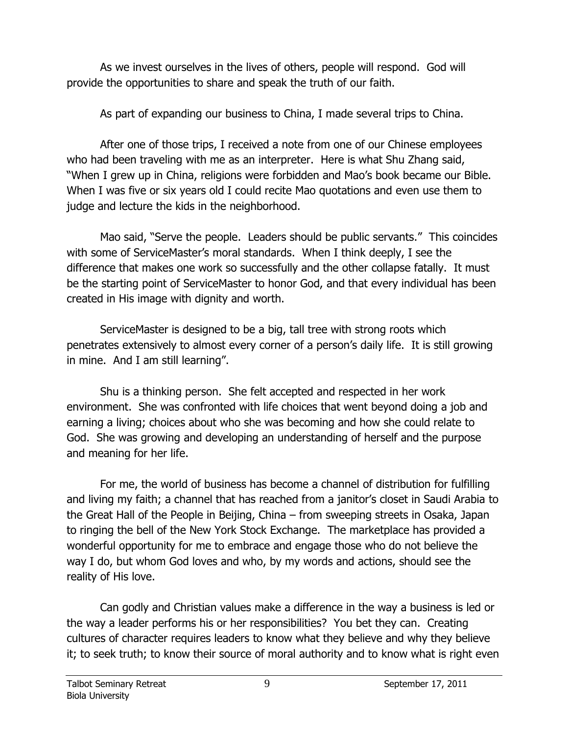As we invest ourselves in the lives of others, people will respond. God will provide the opportunities to share and speak the truth of our faith.

As part of expanding our business to China, I made several trips to China.

After one of those trips, I received a note from one of our Chinese employees who had been traveling with me as an interpreter. Here is what Shu Zhang said, "When I grew up in China, religions were forbidden and Mao's book became our Bible. When I was five or six years old I could recite Mao quotations and even use them to judge and lecture the kids in the neighborhood.

Mao said, "Serve the people. Leaders should be public servants." This coincides with some of ServiceMaster's moral standards. When I think deeply, I see the difference that makes one work so successfully and the other collapse fatally. It must be the starting point of ServiceMaster to honor God, and that every individual has been created in His image with dignity and worth.

ServiceMaster is designed to be a big, tall tree with strong roots which penetrates extensively to almost every corner of a person's daily life. It is still growing in mine. And I am still learning".

Shu is a thinking person. She felt accepted and respected in her work environment. She was confronted with life choices that went beyond doing a job and earning a living; choices about who she was becoming and how she could relate to God. She was growing and developing an understanding of herself and the purpose and meaning for her life.

For me, the world of business has become a channel of distribution for fulfilling and living my faith; a channel that has reached from a janitor's closet in Saudi Arabia to the Great Hall of the People in Beijing, China – from sweeping streets in Osaka, Japan to ringing the bell of the New York Stock Exchange. The marketplace has provided a wonderful opportunity for me to embrace and engage those who do not believe the way I do, but whom God loves and who, by my words and actions, should see the reality of His love.

Can godly and Christian values make a difference in the way a business is led or the way a leader performs his or her responsibilities? You bet they can. Creating cultures of character requires leaders to know what they believe and why they believe it; to seek truth; to know their source of moral authority and to know what is right even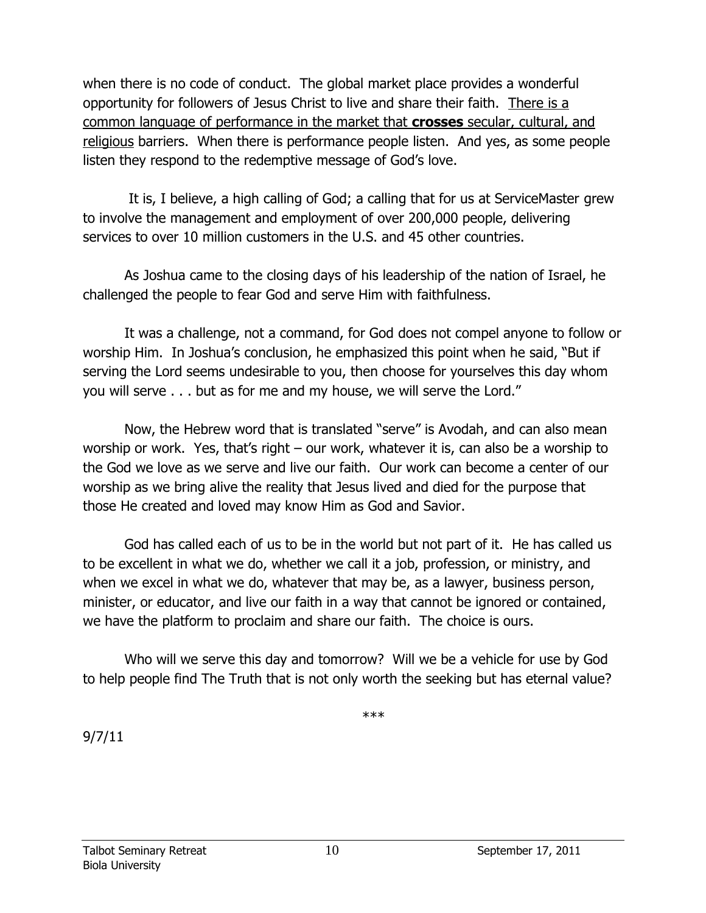when there is no code of conduct. The global market place provides a wonderful opportunity for followers of Jesus Christ to live and share their faith. <u>There is a common language of performance in the market that</u> **<u>crosses</u>** <u>secular, cultural, and religious</u> barriers. When there is performance people listen. And yes, as some people listen they respond to the redemptive message of God's love.

It is, I believe, a high calling of God; a calling that for us at ServiceMaster grew to involve the management and employment of over 200,000 people, delivering services to over 10 million customers in the U.S. and 45 other countries.

As Joshua came to the closing days of his leadership of the nation of Israel, he challenged the people to fear God and serve Him with faithfulness.

It was a challenge, not a command, for God does not compel anyone to follow or worship Him. In Joshua's conclusion, he emphasized this point when he said, "But if serving the Lord seems undesirable to you, then choose for yourselves this day whom you will serve . . . but as for me and my house, we will serve the Lord."

Now, the Hebrew word that is translated "serve" is Avodah, and can also mean worship or work. Yes, that's right – our work, whatever it is, can also be a worship to the God we love as we serve and live our faith. Our work can become a center of our worship as we bring alive the reality that Jesus lived and died for the purpose that those He created and loved may know Him as God and Savior.

God has called each of us to be in the world but not part of it. He has called us to be excellent in what we do, whether we call it a job, profession, or ministry, and when we excel in what we do, whatever that may be, as a lawyer, business person, minister, or educator, and live our faith in a way that cannot be ignored or contained, we have the platform to proclaim and share our faith. The choice is ours.

Who will we serve this day and tomorrow? Will we be a vehicle for use by God to help people find The Truth that is not only worth the seeking but has eternal value?

***

9/7/11